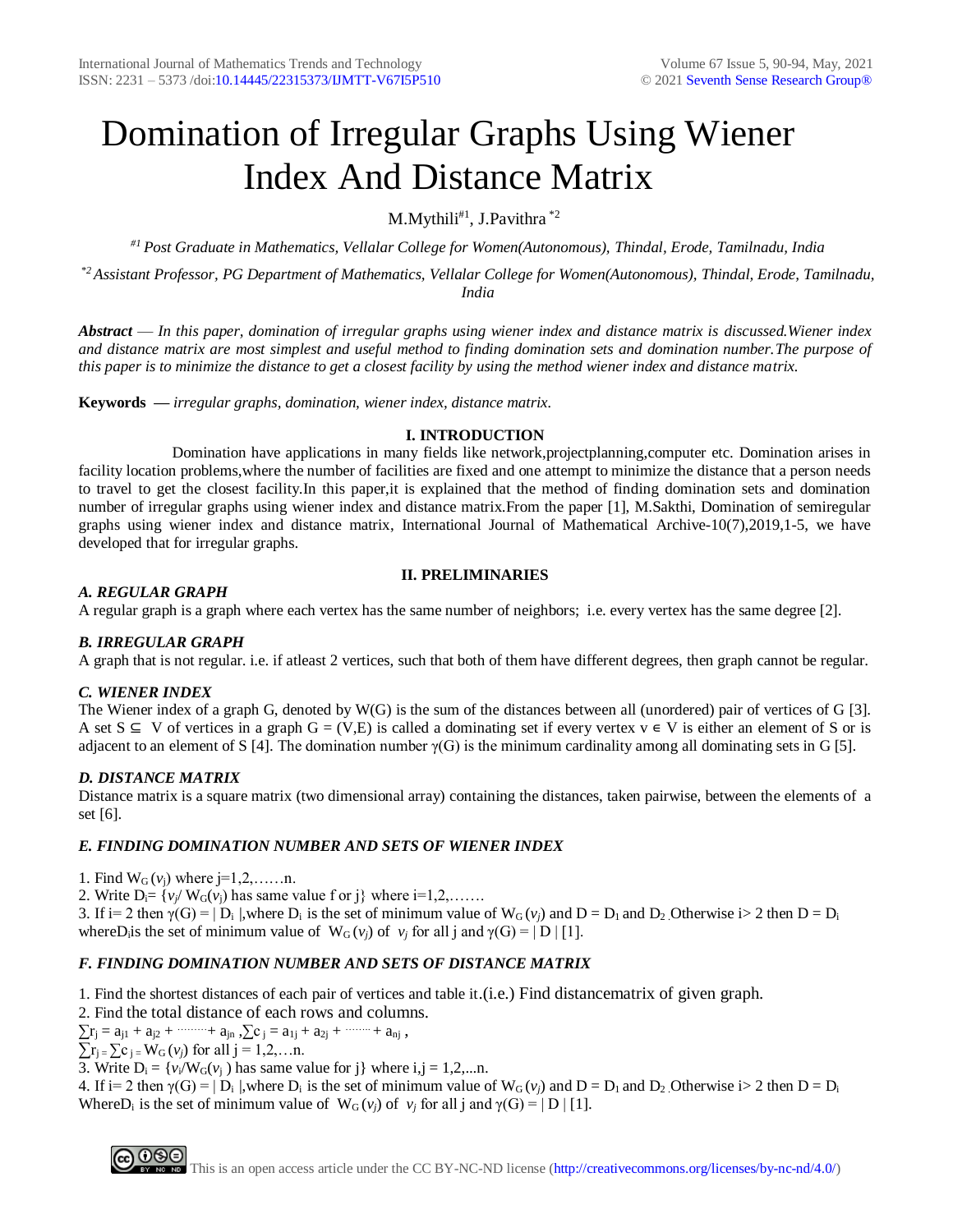# Domination of Irregular Graphs Using Wiener Index And Distance Matrix

M.Mythili[#1], J.Pavithra [*2]

*[#1] Post Graduate in Mathematics, Vellalar College for Women(Autonomous), Thindal, Erode, Tamilnadu, India*

*[*2] Assistant Professor, PG Department of Mathematics, Vellalar College for Women(Autonomous), Thindal, Erode, Tamilnadu, India*

***Abstract*** — *In this paper, domination of irregular graphs using wiener index and distance matrix is discussed.Wiener index and distance matrix are most simplest and useful method to finding domination sets and domination number.The purpose of this paper is to minimize the distance to get a closest facility by using the method wiener index and distance matrix.*

**Keywords** — *irregular graphs, domination, wiener index, distance matrix.*

## I. INTRODUCTION

Domination have applications in many fields like network,projectplanning,computer etc. Domination arises in facility location problems,where the number of facilities are fixed and one attempt to minimize the distance that a person needs to travel to get the closest facility.In this paper,it is explained that the method of finding domination sets and domination number of irregular graphs using wiener index and distance matrix.From the paper [1], M.Sakthi, Domination of semiregular graphs using wiener index and distance matrix, International Journal of Mathematical Archive-10(7),2019,1-5, we have developed that for irregular graphs.

## II. PRELIMINARIES

### *A. REGULAR GRAPH*

A regular graph is a graph where each vertex has the same number of neighbors; i.e. every vertex has the same degree [2].

### *B. IRREGULAR GRAPH*

A graph that is not regular. i.e. if atleast 2 vertices, such that both of them have different degrees, then graph cannot be regular.

### *C. WIENER INDEX*

The Wiener index of a graph G, denoted by W(G) is the sum of the distances between all (unordered) pair of vertices of G [3]. A set $S \subseteq V$ of vertices in a graph $G = (V,E)$ is called a dominating set if every vertex $v \in V$ is either an element of S or is adjacent to an element of S [4]. The domination number $\gamma(G)$ is the minimum cardinality among all dominating sets in G [5].

### *D. DISTANCE MATRIX*

Distance matrix is a square matrix (two dimensional array) containing the distances, taken pairwise, between the elements of a set [6].

### *E. FINDING DOMINATION NUMBER AND SETS OF WIENER INDEX*

1. Find $W_G(v_j)$ where j=1,2,……n.
2. Write $D_i = \{v_j / W_G(v_j)$ has same value f or j$\}$ where i=1,2,…….
3. If i= 2 then $\gamma(G) = |D_i|$,where $D_i$ is the set of minimum value of $W_G(v_j)$ and $D = D_1$ and $D_2$ .Otherwise i> 2 then $D = D_i$ where$D_i$is the set of minimum value of $W_G(v_j)$ of $v_j$ for all j and $\gamma(G) = |D|$ [1].

### *F. FINDING DOMINATION NUMBER AND SETS OF DISTANCE MATRIX*

1. Find the shortest distances of each pair of vertices and table it.(i.e.) Find distancematrix of given graph.
2. Find the total distance of each rows and columns.

$\sum r_j = a_{j1} + a_{j2} + \cdots + a_{jn}$ ,$\sum c_j = a_{1j} + a_{2j} + \cdots + a_{nj}$ ,

$\sum r_j = \sum c_j = W_G(v_j)$ for all j = 1,2,…n.

3. Write $D_i = \{v_i / W_G(v_j)$ has same value for j$\}$ where i,j = 1,2,...n.
4. If i= 2 then $\gamma(G) = |D_i|$,where $D_i$ is the set of minimum value of $W_G(v_j)$ and $D = D_1$ and $D_2$ .Otherwise i> 2 then $D = D_i$ Where$D_i$ is the set of minimum value of $W_G(v_j)$ of $v_j$ for all j and $\gamma(G) = |D|$ [1].

This is an open access article under the CC BY-NC-ND license (http://creativecommons.org/licenses/by-nc-nd/4.0/)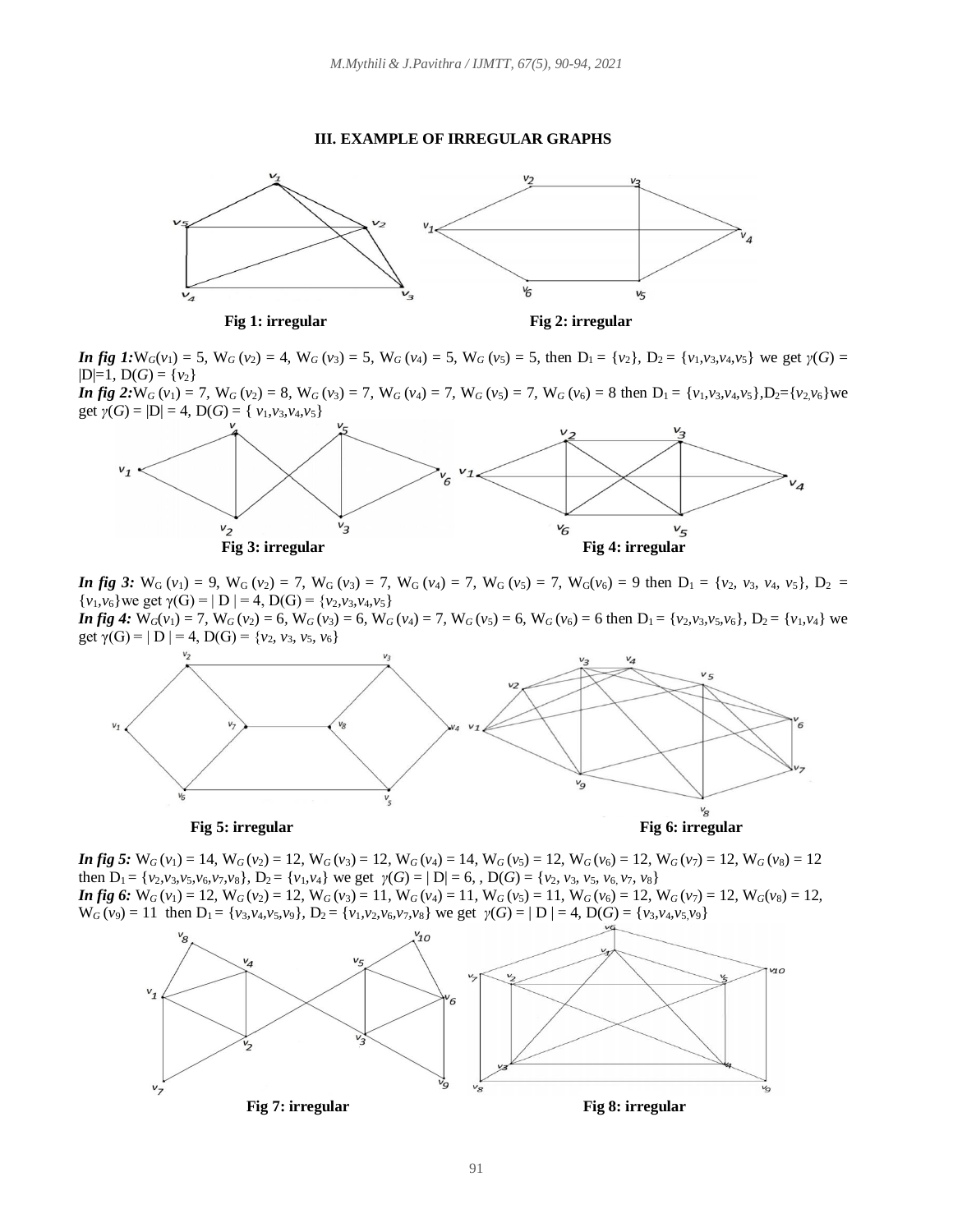### III. EXAMPLE OF IRREGULAR GRAPHS

Fig 1: irregular

Fig 2: irregular

***In fig 1:*** $W_G(v_1) = 5$, $W_G(v_2) = 4$, $W_G(v_3) = 5$, $W_G(v_4) = 5$, $W_G(v_5) = 5$, then $D_1 = \{v_2\}$, $D_2 = \{v_1,v_3,v_4,v_5\}$ we get $\gamma(G) = |D|=1$, $D(G) = \{v_2\}$

***In fig 2:*** $W_G(v_1) = 7$, $W_G(v_2) = 8$, $W_G(v_3) = 7$, $W_G(v_4) = 7$, $W_G(v_5) = 7$, $W_G(v_6) = 8$ then $D_1 = \{v_1,v_3,v_4,v_5\}$, $D_2=\{v_2,v_6\}$ we get $\gamma(G) = |D| = 4$, $D(G) = \{v_1,v_3,v_4,v_5\}$

Fig 3: irregular

Fig 4: irregular

***In fig 3:*** $W_G(v_1) = 9$, $W_G(v_2) = 7$, $W_G(v_3) = 7$, $W_G(v_4) = 7$, $W_G(v_5) = 7$, $W_G(v_6) = 9$ then $D_1 = \{v_2, v_3, v_4, v_5\}$, $D_2 = \{v_1,v_6\}$ we get $\gamma(G) = | D | = 4$, $D(G) = \{v_2,v_3,v_4,v_5\}$

***In fig 4:*** $W_G(v_1) = 7$, $W_G(v_2) = 6$, $W_G(v_3) = 6$, $W_G(v_4) = 7$, $W_G(v_5) = 6$, $W_G(v_6) = 6$ then $D_1 = \{v_2,v_3,v_5,v_6\}$, $D_2 = \{v_1,v_4\}$ we get $\gamma(G) = | D | = 4$, $D(G) = \{v_2, v_3, v_5, v_6\}$

Fig 5: irregular

Fig 6: irregular

***In fig 5:*** $W_G(v_1) = 14$, $W_G(v_2) = 12$, $W_G(v_3) = 12$, $W_G(v_4) = 14$, $W_G(v_5) = 12$, $W_G(v_6) = 12$, $W_G(v_7) = 12$, $W_G(v_8) = 12$ then $D_1 = \{v_2,v_3,v_5,v_6,v_7,v_8\}$, $D_2 = \{v_1,v_4\}$ we get $\gamma(G) = | D| = 6$, , $D(G) = \{v_2, v_3, v_5, v_6, v_7, v_8\}$

***In fig 6:*** $W_G(v_1) = 12$, $W_G(v_2) = 12$, $W_G(v_3) = 11$, $W_G(v_4) = 11$, $W_G(v_5) = 11$, $W_G(v_6) = 12$, $W_G(v_7) = 12$, $W_G(v_8) = 12$, $W_G(v_9) = 11$ then $D_1 = \{v_3,v_4,v_5,v_9\}$, $D_2 = \{v_1,v_2,v_6,v_7,v_8\}$ we get $\gamma(G) = | D | = 4$, $D(G) = \{v_3,v_4,v_5,v_9\}$

Fig 7: irregular

Fig 8: irregular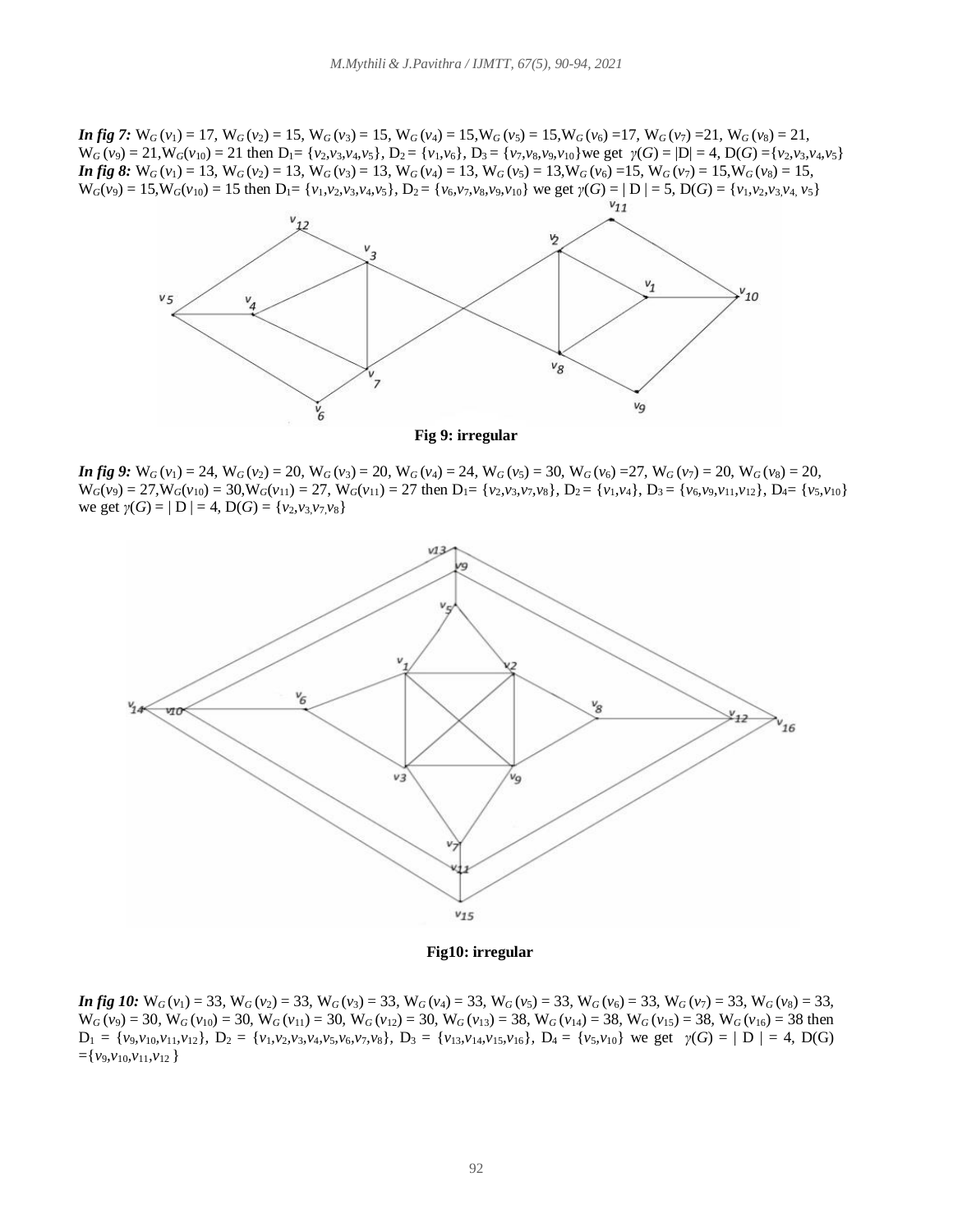***In fig 7:*** $W_G(v_1) = 17$, $W_G(v_2) = 15$, $W_G(v_3) = 15$, $W_G(v_4) = 15$, $W_G(v_5) = 15$, $W_G(v_6) = 17$, $W_G(v_7) = 21$, $W_G(v_8) = 21$, $W_G(v_9) = 21$, $W_G(v_{10}) = 21$ then $D_1 = \{v_2,v_3,v_4,v_5\}$, $D_2 = \{v_1,v_6\}$, $D_3 = \{v_7,v_8,v_9,v_{10}\}$ we get $\gamma(G) = |D| = 4$, $D(G) = \{v_2,v_3,v_4,v_5\}$

***In fig 8:*** $W_G(v_1) = 13$, $W_G(v_2) = 13$, $W_G(v_3) = 13$, $W_G(v_4) = 13$, $W_G(v_5) = 13$, $W_G(v_6) = 15$, $W_G(v_7) = 15$, $W_G(v_8) = 15$, $W_G(v_9) = 15$, $W_G(v_{10}) = 15$ then $D_1 = \{v_1,v_2,v_3,v_4,v_5\}$, $D_2 = \{v_6,v_7,v_8,v_9,v_{10}\}$ we get $\gamma(G) = |D| = 5$, $D(G) = \{v_1,v_2,v_3,v_4,v_5\}$

**Fig 9: irregular**

***In fig 9:*** $W_G(v_1) = 24$, $W_G(v_2) = 20$, $W_G(v_3) = 20$, $W_G(v_4) = 24$, $W_G(v_5) = 30$, $W_G(v_6) = 27$, $W_G(v_7) = 20$, $W_G(v_8) = 20$, $W_G(v_9) = 27$, $W_G(v_{10}) = 30$, $W_G(v_{11}) = 27$, $W_G(v_{11}) = 27$ then $D_1 = \{v_2,v_3,v_7,v_8\}$, $D_2 = \{v_1,v_4\}$, $D_3 = \{v_6,v_9,v_{11},v_{12}\}$, $D_4 = \{v_5,v_{10}\}$ we get $\gamma(G) = |D| = 4$, $D(G) = \{v_2,v_3,v_7,v_8\}$

**Fig10: irregular**

***In fig 10:*** $W_G(v_1) = 33$, $W_G(v_2) = 33$, $W_G(v_3) = 33$, $W_G(v_4) = 33$, $W_G(v_5) = 33$, $W_G(v_6) = 33$, $W_G(v_7) = 33$, $W_G(v_8) = 33$, $W_G(v_9) = 30$, $W_G(v_{10}) = 30$, $W_G(v_{11}) = 30$, $W_G(v_{12}) = 30$, $W_G(v_{13}) = 38$, $W_G(v_{14}) = 38$, $W_G(v_{15}) = 38$, $W_G(v_{16}) = 38$ then $D_1 = \{v_9,v_{10},v_{11},v_{12}\}$, $D_2 = \{v_1,v_2,v_3,v_4,v_5,v_6,v_7,v_8\}$, $D_3 = \{v_{13},v_{14},v_{15},v_{16}\}$, $D_4 = \{v_5,v_{10}\}$ we get $\gamma(G) = |D| = 4$, $D(G) = \{v_9,v_{10},v_{11},v_{12}\}$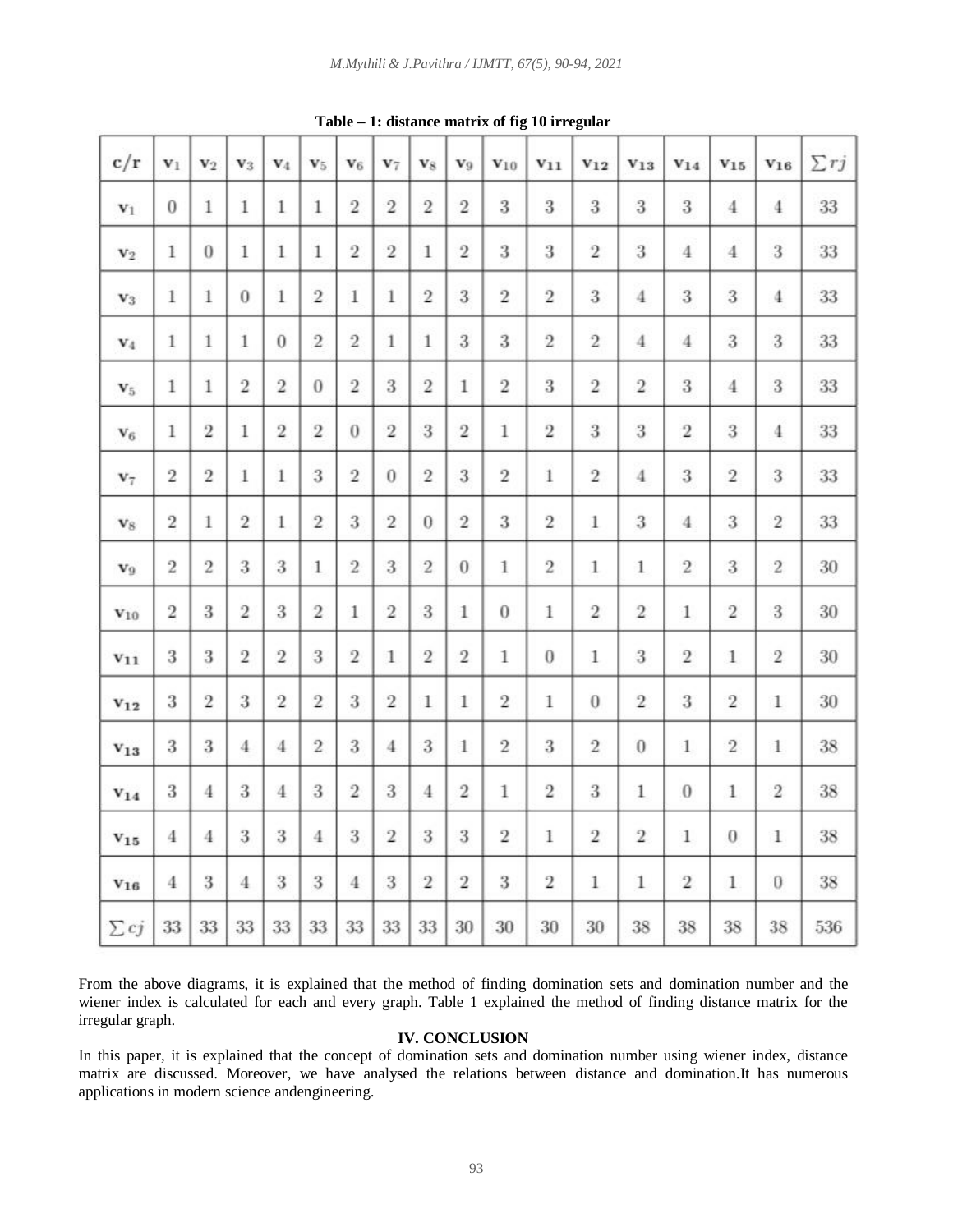**Table – 1: distance matrix of fig 10 irregular**

| c/r | $v_1$ | $v_2$ | $v_3$ | $v_4$ | $v_5$ | $v_6$ | $v_7$ | $v_8$ | $v_9$ | $v_{10}$ | $v_{11}$ | $v_{12}$ | $v_{13}$ | $v_{14}$ | $v_{15}$ | $v_{16}$ | $\sum rj$ |
|---|---|---|---|---|---|---|---|---|---|---|---|---|---|---|---|---|---|
| $v_1$ | 0 | 1 | 1 | 1 | 1 | 2 | 2 | 2 | 2 | 3 | 3 | 3 | 3 | 3 | 4 | 4 | 33 |
| $v_2$ | 1 | 0 | 1 | 1 | 1 | 2 | 2 | 1 | 2 | 3 | 3 | 2 | 3 | 4 | 4 | 3 | 33 |
| $v_3$ | 1 | 1 | 0 | 1 | 2 | 1 | 1 | 2 | 3 | 2 | 2 | 3 | 4 | 3 | 3 | 4 | 33 |
| $v_4$ | 1 | 1 | 1 | 0 | 2 | 2 | 1 | 1 | 3 | 3 | 2 | 2 | 4 | 4 | 3 | 3 | 33 |
| $v_5$ | 1 | 1 | 2 | 2 | 0 | 2 | 3 | 2 | 1 | 2 | 3 | 2 | 2 | 3 | 4 | 3 | 33 |
| $v_6$ | 1 | 2 | 1 | 2 | 2 | 0 | 2 | 3 | 2 | 1 | 2 | 3 | 3 | 2 | 3 | 4 | 33 |
| $v_7$ | 2 | 2 | 1 | 1 | 3 | 2 | 0 | 2 | 3 | 2 | 1 | 2 | 4 | 3 | 2 | 3 | 33 |
| $v_8$ | 2 | 1 | 2 | 1 | 2 | 3 | 2 | 0 | 2 | 3 | 2 | 1 | 3 | 4 | 3 | 2 | 33 |
| $v_9$ | 2 | 2 | 3 | 3 | 1 | 2 | 3 | 2 | 0 | 1 | 2 | 1 | 1 | 2 | 3 | 2 | 30 |
| $v_{10}$ | 2 | 3 | 2 | 3 | 2 | 1 | 2 | 3 | 1 | 0 | 1 | 2 | 2 | 1 | 2 | 3 | 30 |
| $v_{11}$ | 3 | 3 | 2 | 2 | 3 | 2 | 1 | 2 | 2 | 1 | 0 | 1 | 3 | 2 | 1 | 2 | 30 |
| $v_{12}$ | 3 | 2 | 3 | 2 | 2 | 3 | 2 | 1 | 1 | 2 | 1 | 0 | 2 | 3 | 2 | 1 | 30 |
| $v_{13}$ | 3 | 3 | 4 | 4 | 2 | 3 | 4 | 3 | 1 | 2 | 3 | 2 | 0 | 1 | 2 | 1 | 38 |
| $v_{14}$ | 3 | 4 | 3 | 4 | 3 | 2 | 3 | 4 | 2 | 1 | 2 | 3 | 1 | 0 | 1 | 2 | 38 |
| $v_{15}$ | 4 | 4 | 3 | 3 | 4 | 3 | 2 | 3 | 3 | 2 | 1 | 2 | 2 | 1 | 0 | 1 | 38 |
| $v_{16}$ | 4 | 3 | 4 | 3 | 3 | 4 | 3 | 2 | 2 | 3 | 2 | 1 | 1 | 2 | 1 | 0 | 38 |
| $\sum cj$ | 33 | 33 | 33 | 33 | 33 | 33 | 33 | 33 | 30 | 30 | 30 | 30 | 38 | 38 | 38 | 38 | 536 |

From the above diagrams, it is explained that the method of finding domination sets and domination number and the wiener index is calculated for each and every graph. Table 1 explained the method of finding distance matrix for the irregular graph.

## IV. CONCLUSION

In this paper, it is explained that the concept of domination sets and domination number using wiener index, distance matrix are discussed. Moreover, we have analysed the relations between distance and domination.It has numerous applications in modern science andengineering.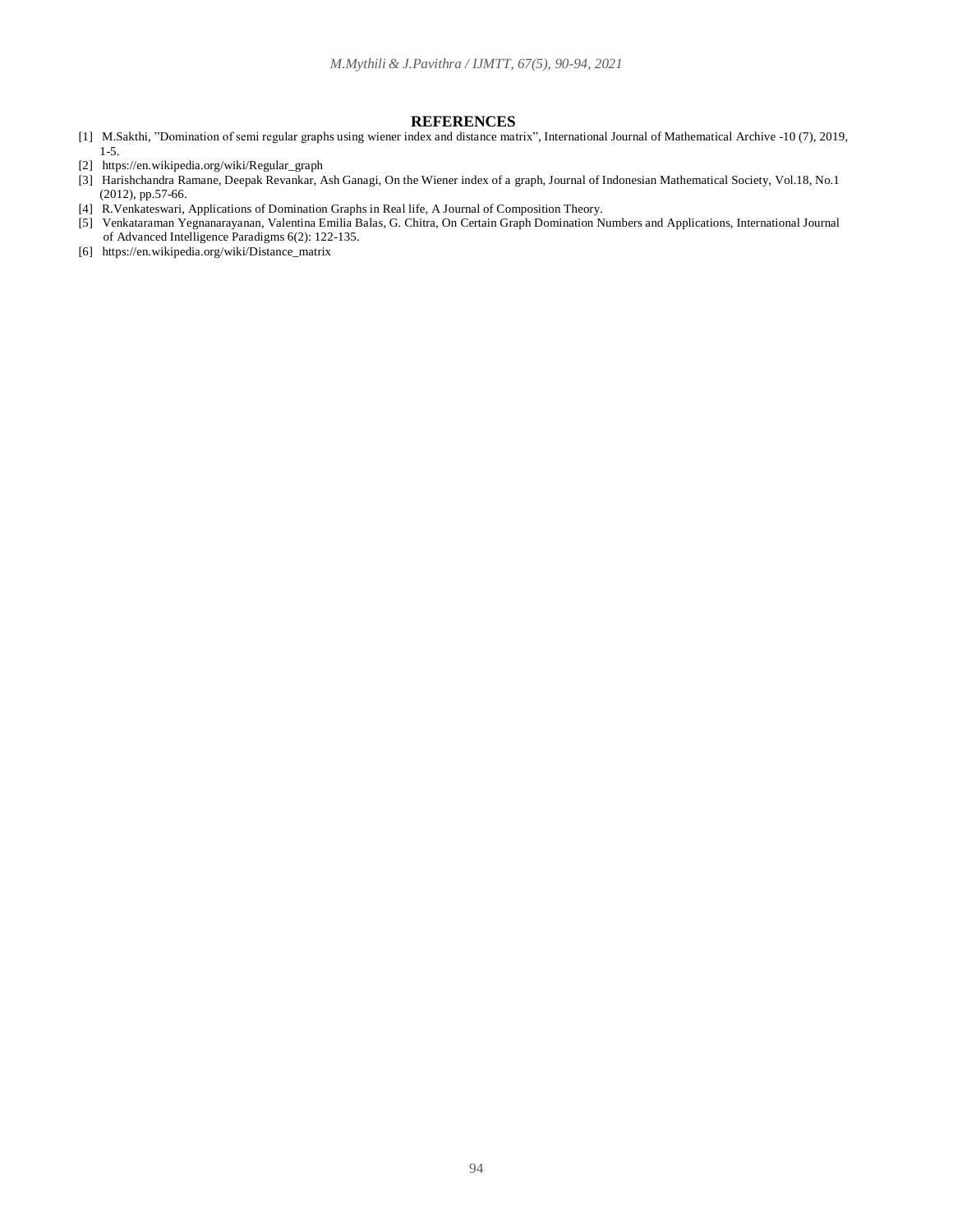## REFERENCES

[1] M.Sakthi, "Domination of semi regular graphs using wiener index and distance matrix", International Journal of Mathematical Archive -10 (7), 2019, 1-5.

[2] https://en.wikipedia.org/wiki/Regular_graph

[3] Harishchandra Ramane, Deepak Revankar, Ash Ganagi, On the Wiener index of a graph, Journal of Indonesian Mathematical Society, Vol.18, No.1 (2012), pp.57-66.

[4] R.Venkateswari, Applications of Domination Graphs in Real life, A Journal of Composition Theory.

[5] Venkataraman Yegnanarayanan, Valentina Emilia Balas, G. Chitra, On Certain Graph Domination Numbers and Applications, International Journal of Advanced Intelligence Paradigms 6(2): 122-135.

[6] https://en.wikipedia.org/wiki/Distance_matrix